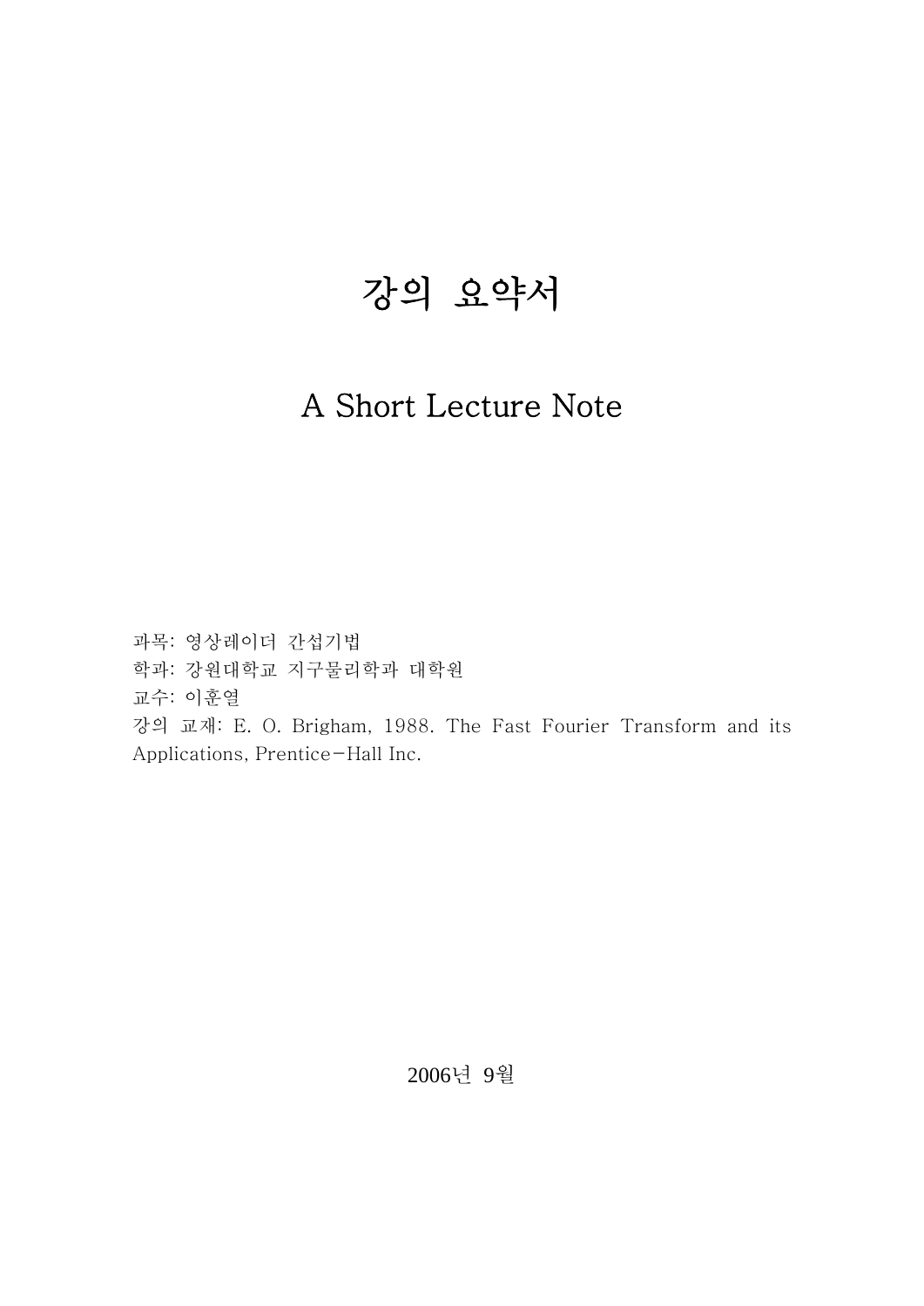# 강의 요약서

## A Short Lecture Note

과목: 영상레이더 간섭기법
학과: 강원대학교 지구물리학과 대학원
교수: 이훈열
강의 교재: E. O. Brigham, 1988. The Fast Fourier Transform and its Applications, Prentice-Hall Inc.

2006년 9월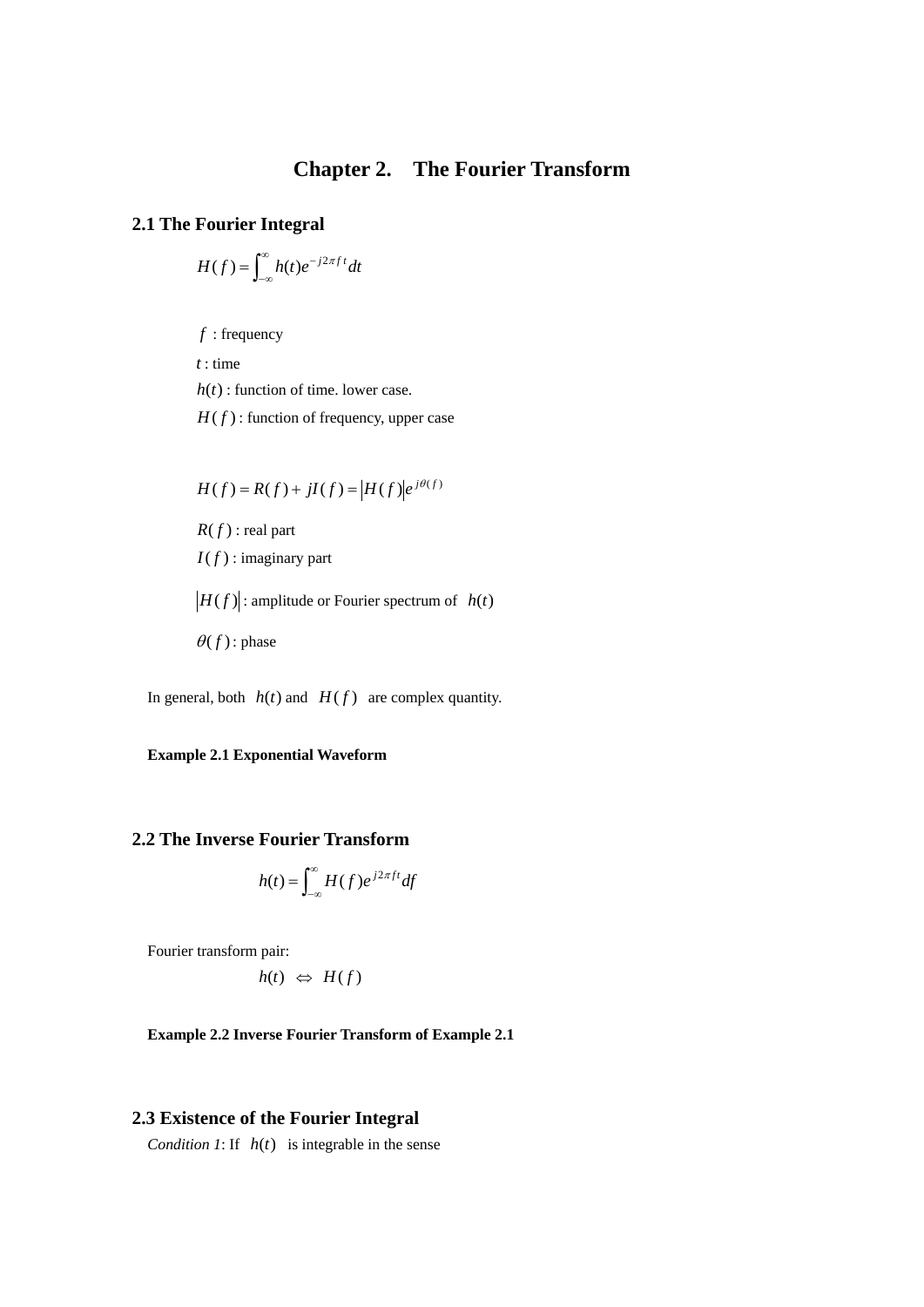# Chapter 2. The Fourier Transform

## 2.1 The Fourier Integral

$$H(f) = \int_{-\infty}^{\infty} h(t)e^{-j2\pi f t}dt$$

$f$ : frequency

$t$ : time

$h(t)$ : function of time. lower case.

$H(f)$ : function of frequency, upper case

$$H(f) = R(f) + jI(f) = \left|H(f)\right|e^{j\theta(f)}$$

$R(f)$ : real part

$I(f)$ : imaginary part

$\left|H(f)\right|$ : amplitude or Fourier spectrum of $h(t)$

$\theta(f)$ : phase

In general, both $h(t)$ and $H(f)$ are complex quantity.

**Example 2.1 Exponential Waveform**

## 2.2 The Inverse Fourier Transform

$$h(t) = \int_{-\infty}^{\infty} H(f)e^{j2\pi f t}df$$

Fourier transform pair:

$$h(t) \iff H(f)$$

**Example 2.2 Inverse Fourier Transform of Example 2.1**

## 2.3 Existence of the Fourier Integral

*Condition 1*: If $h(t)$ is integrable in the sense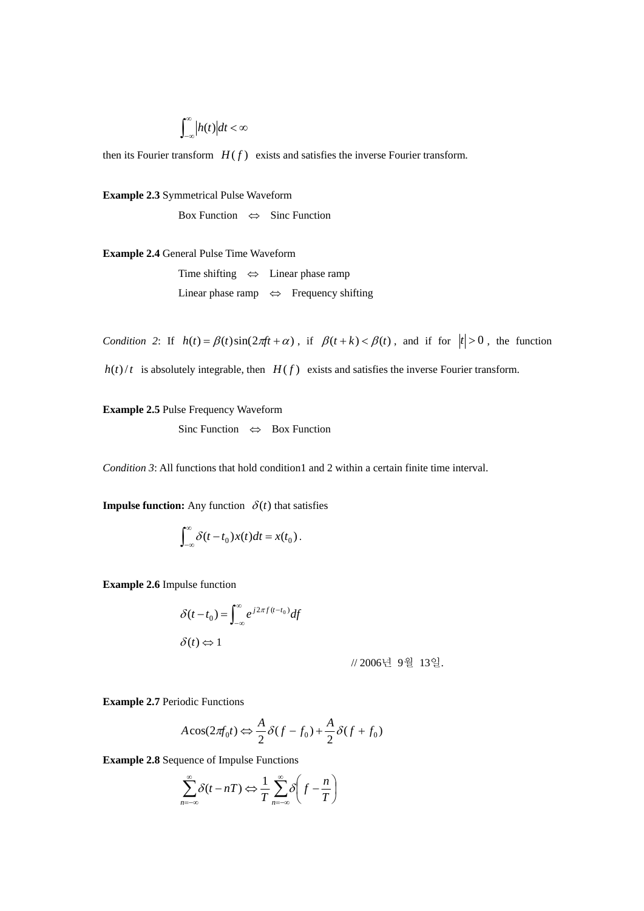$$\int_{-\infty}^{\infty} |h(t)| dt < \infty$$

then its Fourier transform $H(f)$ exists and satisfies the inverse Fourier transform.

**Example 2.3** Symmetrical Pulse Waveform

Box Function $\Leftrightarrow$ Sinc Function

**Example 2.4** General Pulse Time Waveform

Time shifting $\Leftrightarrow$ Linear phase ramp

Linear phase ramp $\Leftrightarrow$ Frequency shifting

*Condition 2*: If $h(t) = \beta(t)\sin(2\pi ft + \alpha)$, if $\beta(t+k) < \beta(t)$, and if for $|t| > 0$, the function $h(t)/t$ is absolutely integrable, then $H(f)$ exists and satisfies the inverse Fourier transform.

**Example 2.5** Pulse Frequency Waveform

Sinc Function $\Leftrightarrow$ Box Function

*Condition 3*: All functions that hold condition1 and 2 within a certain finite time interval.

**Impulse function:** Any function $\delta(t)$ that satisfies

$$\int_{-\infty}^{\infty} \delta(t - t_0) x(t) dt = x(t_0).$$

**Example 2.6** Impulse function

$$\delta(t - t_0) = \int_{-\infty}^{\infty} e^{j2\pi f (t - t_0)} df$$

$$\delta(t) \Leftrightarrow 1$$

// 2006년 9월 13일.

**Example 2.7** Periodic Functions

$$A\cos(2\pi f_0 t) \Leftrightarrow \frac{A}{2}\delta(f - f_0) + \frac{A}{2}\delta(f + f_0)$$

**Example 2.8** Sequence of Impulse Functions

$$\sum_{n=-\infty}^{\infty} \delta(t - nT) \Leftrightarrow \frac{1}{T}\sum_{n=-\infty}^{\infty} \delta\left(f - \frac{n}{T}\right)$$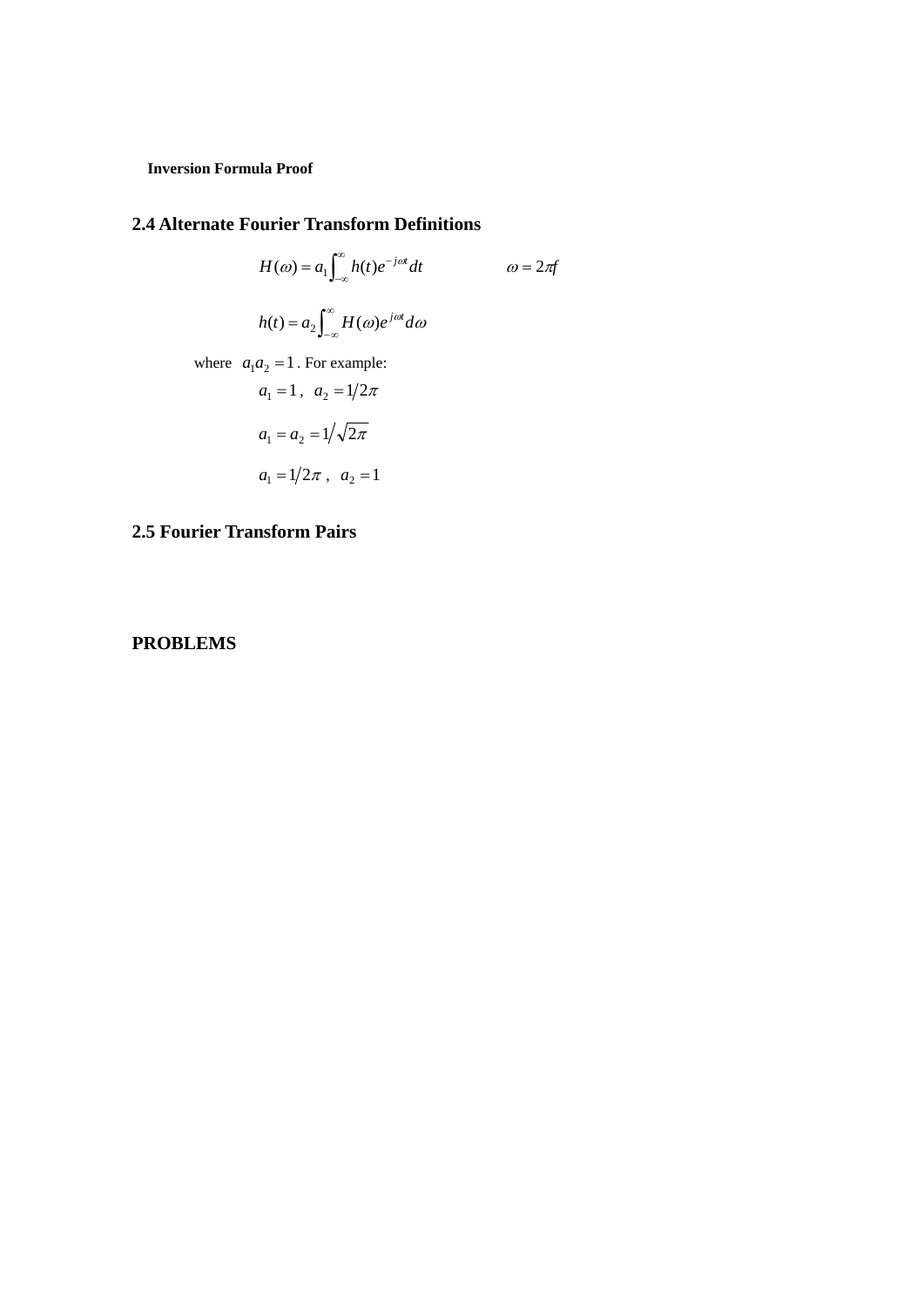**Inversion Formula Proof**

## 2.4 Alternate Fourier Transform Definitions

$$H(\omega) = a_1 \int_{-\infty}^{\infty} h(t) e^{-j\omega t} dt \qquad \omega = 2\pi f$$

$$h(t) = a_2 \int_{-\infty}^{\infty} H(\omega) e^{j\omega t} d\omega$$

where $a_1 a_2 = 1$. For example:

$a_1 = 1$, $a_2 = 1/2\pi$

$a_1 = a_2 = 1/\sqrt{2\pi}$

$a_1 = 1/2\pi$, $a_2 = 1$

## 2.5 Fourier Transform Pairs

## PROBLEMS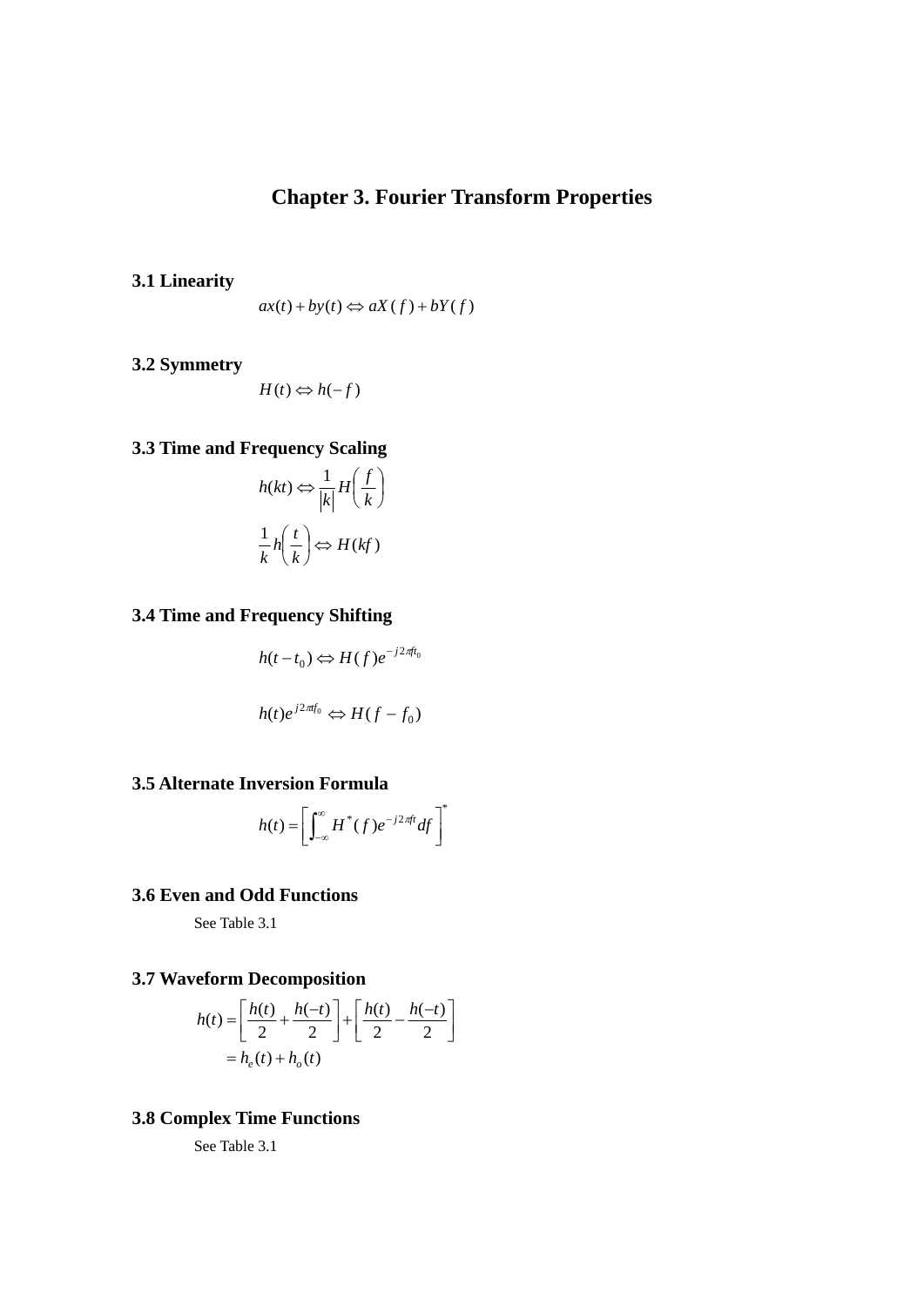# Chapter 3. Fourier Transform Properties

### 3.1 Linearity

$$ax(t) + by(t) \Leftrightarrow aX(f) + bY(f)$$

### 3.2 Symmetry

$$H(t) \Leftrightarrow h(-f)$$

### 3.3 Time and Frequency Scaling

$$h(kt) \Leftrightarrow \frac{1}{|k|} H\left(\frac{f}{k}\right)$$

$$\frac{1}{k} h\left(\frac{t}{k}\right) \Leftrightarrow H(kf)$$

### 3.4 Time and Frequency Shifting

$$h(t - t_0) \Leftrightarrow H(f) e^{-j2\pi f t_0}$$

$$h(t) e^{j2\pi t f_0} \Leftrightarrow H(f - f_0)$$

### 3.5 Alternate Inversion Formula

$$h(t) = \left[\int_{-\infty}^{\infty} H^*(f) e^{-j2\pi f t} df\right]^*$$

### 3.6 Even and Odd Functions

See Table 3.1

### 3.7 Waveform Decomposition

$$h(t) = \left[\frac{h(t)}{2} + \frac{h(-t)}{2}\right] + \left[\frac{h(t)}{2} - \frac{h(-t)}{2}\right]$$
$$= h_e(t) + h_o(t)$$

### 3.8 Complex Time Functions

See Table 3.1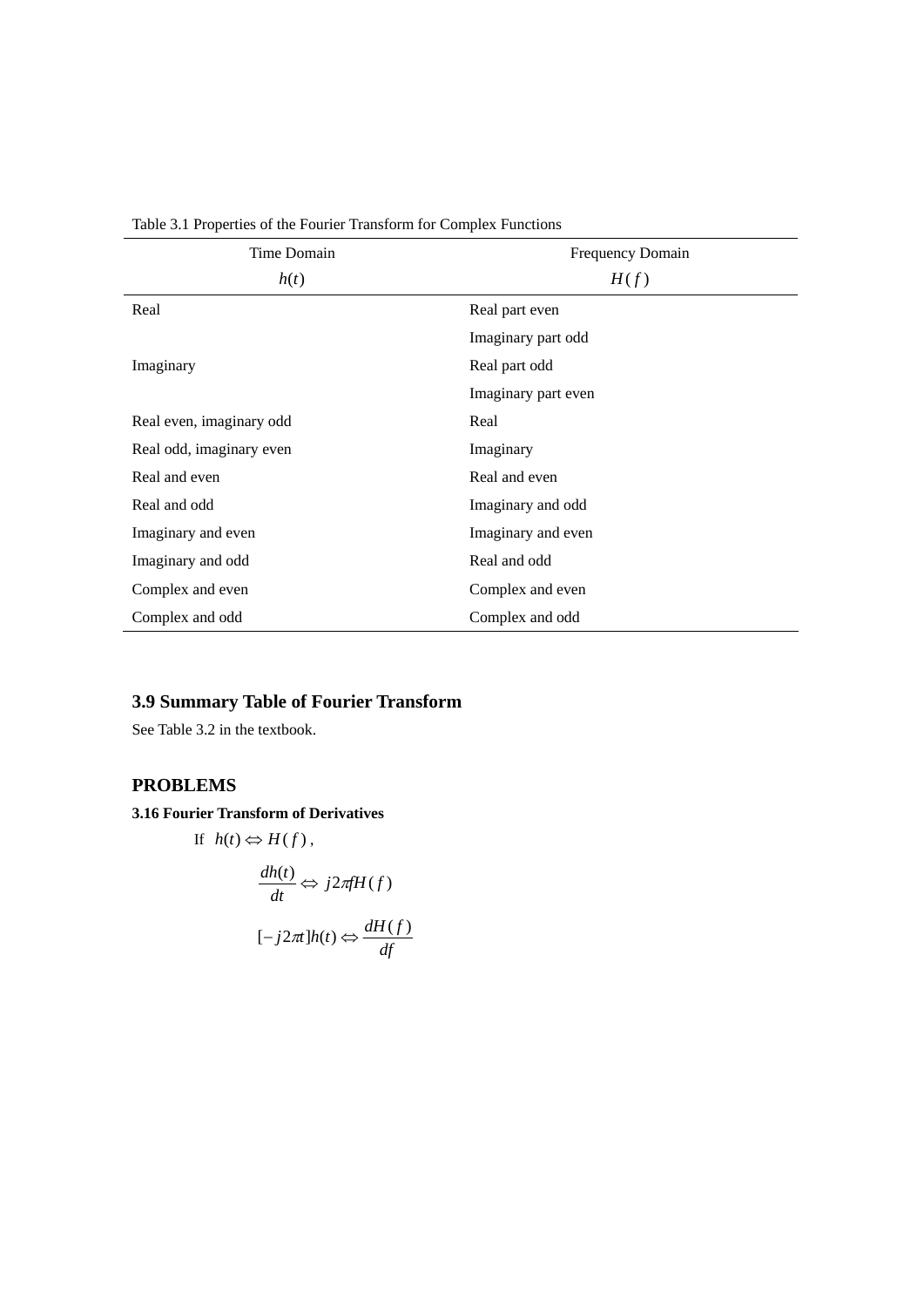Table 3.1 Properties of the Fourier Transform for Complex Functions

| Time Domain $h(t)$ | Frequency Domain $H(f)$ |
|---|---|
| Real | Real part even |
| | Imaginary part odd |
| Imaginary | Real part odd |
| | Imaginary part even |
| Real even, imaginary odd | Real |
| Real odd, imaginary even | Imaginary |
| Real and even | Real and even |
| Real and odd | Imaginary and odd |
| Imaginary and even | Imaginary and even |
| Imaginary and odd | Real and odd |
| Complex and even | Complex and even |
| Complex and odd | Complex and odd |

## 3.9 Summary Table of Fourier Transform

See Table 3.2 in the textbook.

## PROBLEMS

### 3.16 Fourier Transform of Derivatives

If $h(t) \Leftrightarrow H(f)$,

$$\frac{dh(t)}{dt} \Leftrightarrow j2\pi f H(f)$$

$$[-j2\pi t]h(t) \Leftrightarrow \frac{dH(f)}{df}$$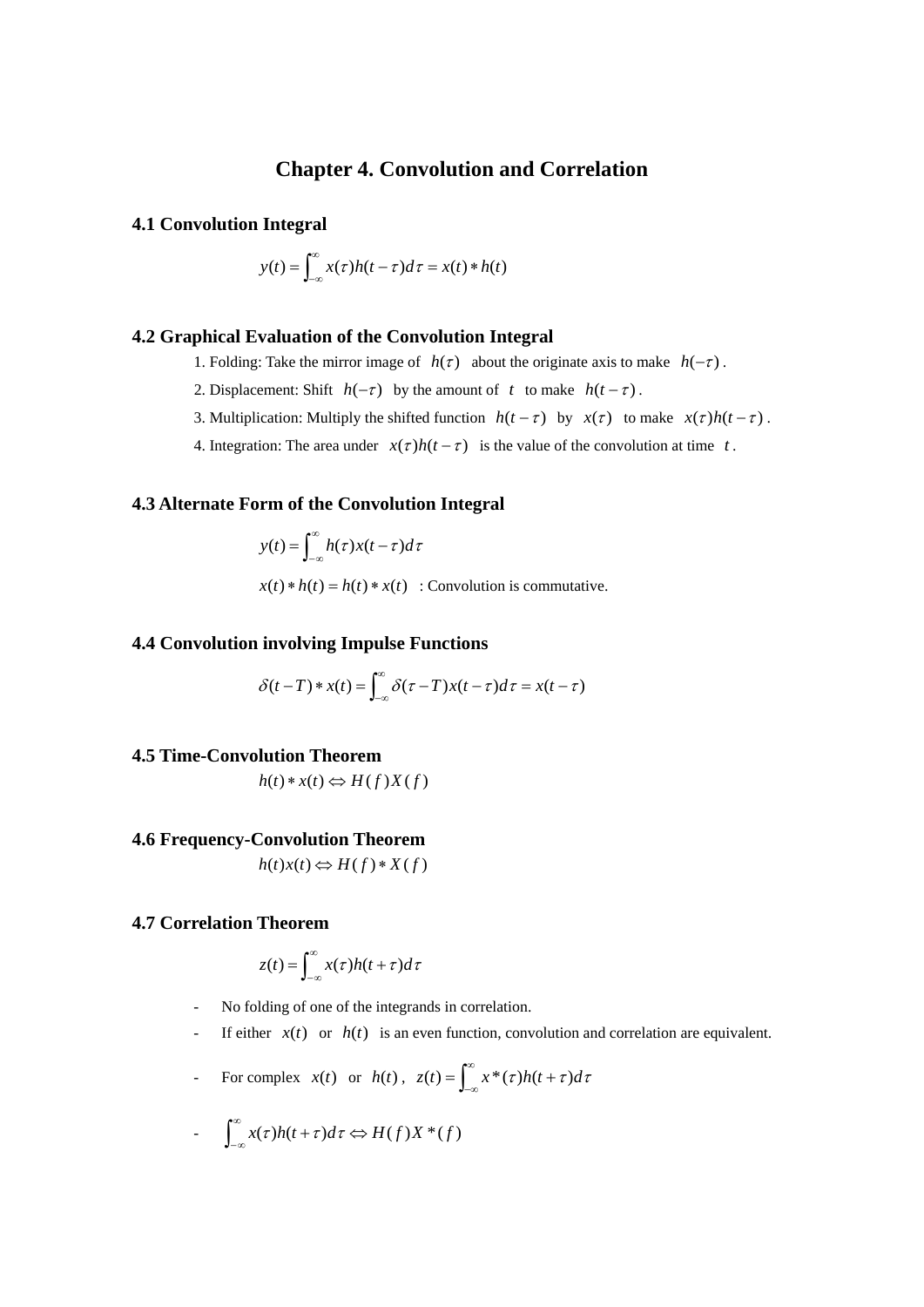# Chapter 4. Convolution and Correlation

## 4.1 Convolution Integral

$$y(t) = \int_{-\infty}^{\infty} x(\tau)h(t-\tau)d\tau = x(t) * h(t)$$

## 4.2 Graphical Evaluation of the Convolution Integral

1. Folding: Take the mirror image of $h(\tau)$ about the originate axis to make $h(-\tau)$.
2. Displacement: Shift $h(-\tau)$ by the amount of $t$ to make $h(t-\tau)$.
3. Multiplication: Multiply the shifted function $h(t-\tau)$ by $x(\tau)$ to make $x(\tau)h(t-\tau)$.
4. Integration: The area under $x(\tau)h(t-\tau)$ is the value of the convolution at time $t$.

## 4.3 Alternate Form of the Convolution Integral

$$y(t) = \int_{-\infty}^{\infty} h(\tau)x(t-\tau)d\tau$$

$x(t) * h(t) = h(t) * x(t)$ : Convolution is commutative.

## 4.4 Convolution involving Impulse Functions

$$\delta(t-T) * x(t) = \int_{-\infty}^{\infty} \delta(\tau - T)x(t-\tau)d\tau = x(t-\tau)$$

## 4.5 Time-Convolution Theorem

$$h(t) * x(t) \Leftrightarrow H(f)X(f)$$

## 4.6 Frequency-Convolution Theorem

$$h(t)x(t) \Leftrightarrow H(f) * X(f)$$

## 4.7 Correlation Theorem

$$z(t) = \int_{-\infty}^{\infty} x(\tau)h(t+\tau)d\tau$$

- No folding of one of the integrands in correlation.
- If either $x(t)$ or $h(t)$ is an even function, convolution and correlation are equivalent.
- For complex $x(t)$ or $h(t)$, $z(t) = \int_{-\infty}^{\infty} x^*(\tau)h(t+\tau)d\tau$
- $\int_{-\infty}^{\infty} x(\tau)h(t+\tau)d\tau \Leftrightarrow H(f)X^*(f)$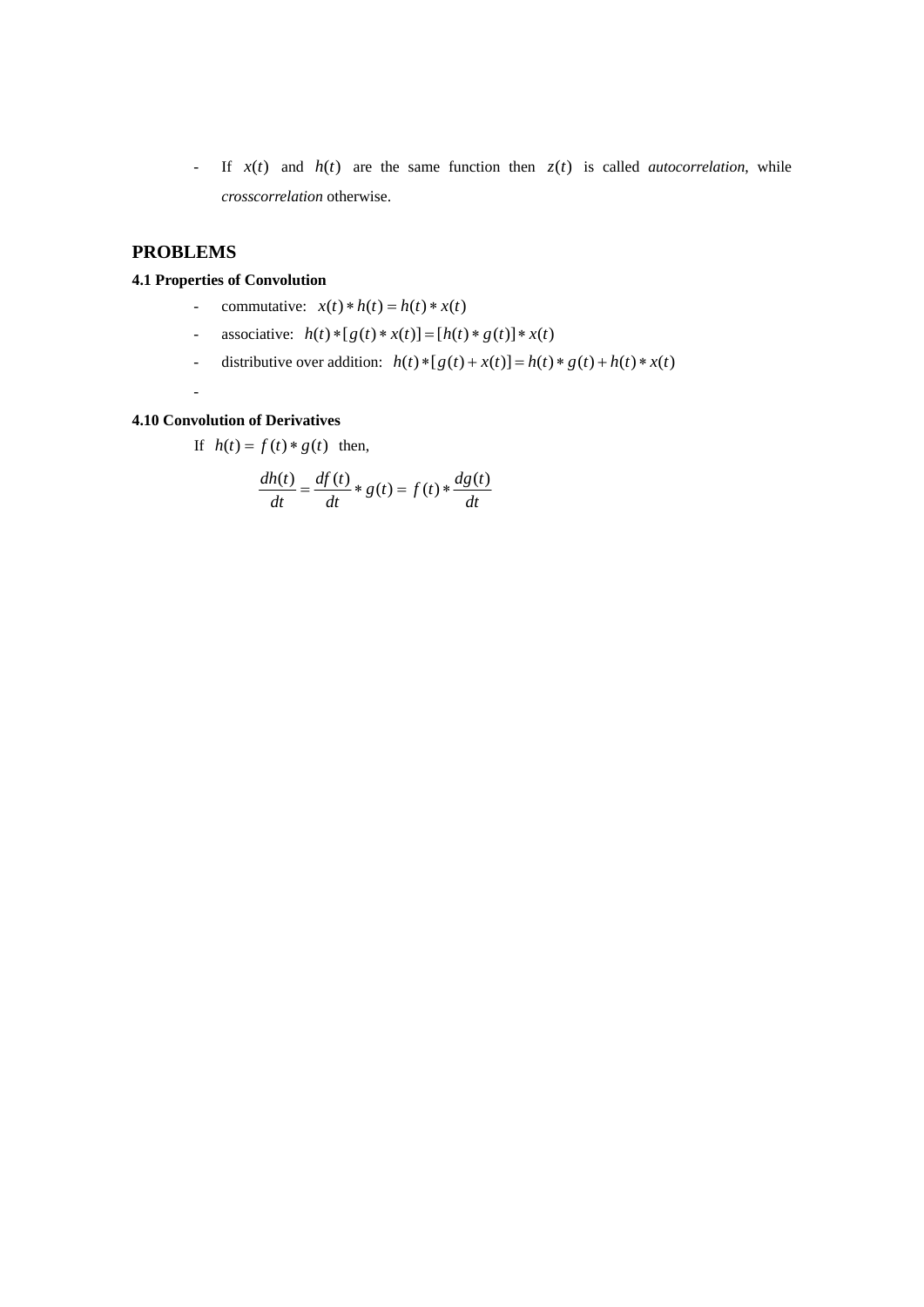- If $x(t)$ and $h(t)$ are the same function then $z(t)$ is called *autocorrelation*, while *crosscorrelation* otherwise.

## PROBLEMS

### 4.1 Properties of Convolution

- commutative: $x(t) * h(t) = h(t) * x(t)$
- associative: $h(t) * [g(t) * x(t)] = [h(t) * g(t)] * x(t)$
- distributive over addition: $h(t) * [g(t) + x(t)] = h(t) * g(t) + h(t) * x(t)$
-

### 4.10 Convolution of Derivatives

If $h(t) = f(t) * g(t)$ then,

$$\frac{dh(t)}{dt} = \frac{df(t)}{dt} * g(t) = f(t) * \frac{dg(t)}{dt}$$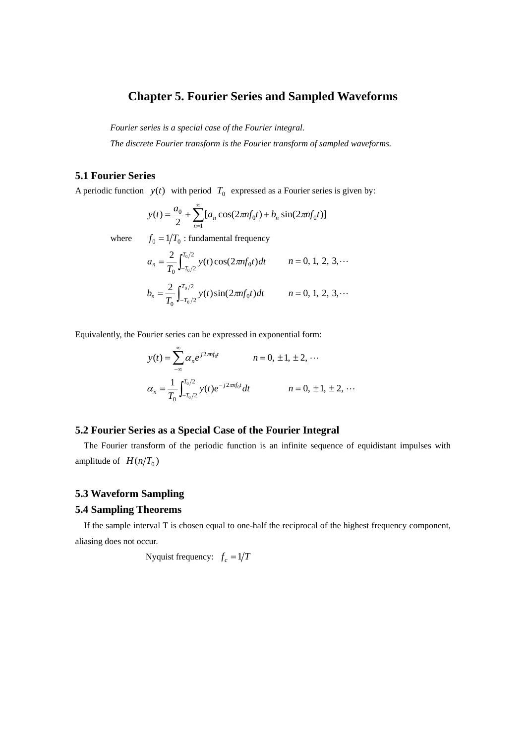# Chapter 5. Fourier Series and Sampled Waveforms

*Fourier series is a special case of the Fourier integral.*

*The discrete Fourier transform is the Fourier transform of sampled waveforms.*

## 5.1 Fourier Series

A periodic function $y(t)$ with period $T_0$ expressed as a Fourier series is given by:

$$y(t) = \frac{a_0}{2} + \sum_{n=1}^{\infty} [a_n \cos(2\pi n f_0 t) + b_n \sin(2\pi n f_0 t)]$$

where $f_0 = 1/T_0$ : fundamental frequency

$$a_n = \frac{2}{T_0} \int_{-T_0/2}^{T_0/2} y(t) \cos(2\pi n f_0 t) dt \qquad n = 0, 1, 2, 3, \cdots$$

$$b_n = \frac{2}{T_0} \int_{-T_0/2}^{T_0/2} y(t) \sin(2\pi n f_0 t) dt \qquad n = 0, 1, 2, 3, \cdots$$

Equivalently, the Fourier series can be expressed in exponential form:

$$y(t) = \sum_{-\infty}^{\infty} \alpha_n e^{j2\pi n f_0 t} \qquad n = 0, \pm 1, \pm 2, \cdots$$

$$\alpha_n = \frac{1}{T_0} \int_{-T_0/2}^{T_0/2} y(t) e^{-j2\pi n f_0 t} dt \qquad n = 0, \pm 1, \pm 2, \cdots$$

## 5.2 Fourier Series as a Special Case of the Fourier Integral

The Fourier transform of the periodic function is an infinite sequence of equidistant impulses with amplitude of $H(n/T_0)$

## 5.3 Waveform Sampling

## 5.4 Sampling Theorems

If the sample interval T is chosen equal to one-half the reciprocal of the highest frequency component, aliasing does not occur.

Nyquist frequency: $f_c = 1/T$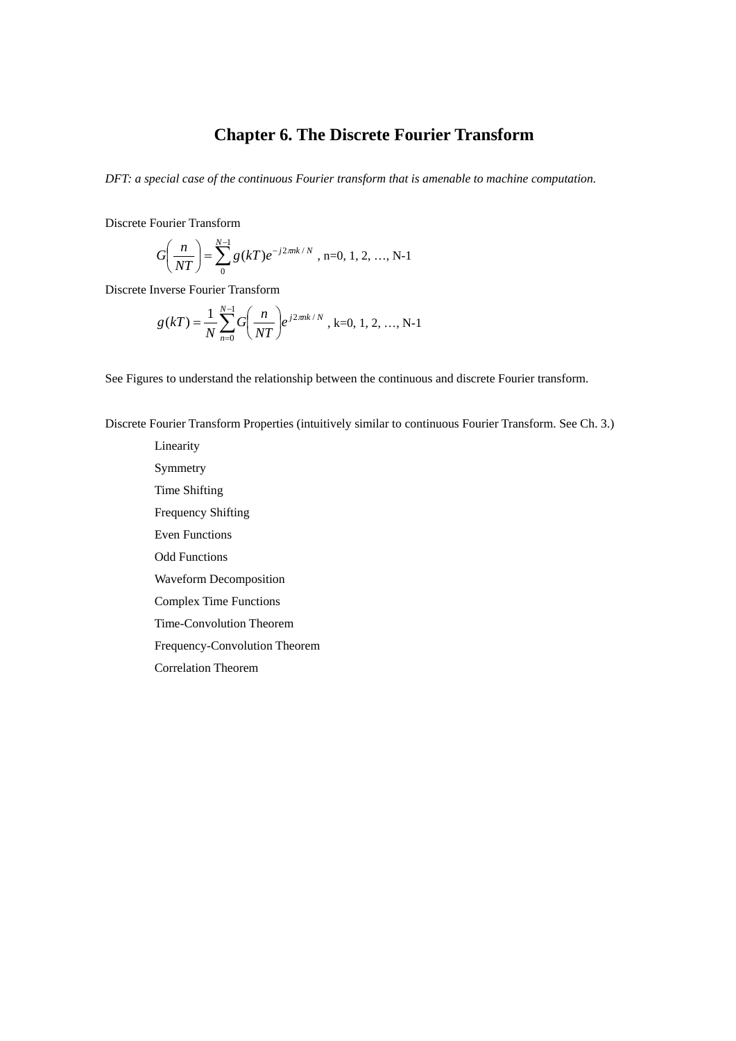# Chapter 6. The Discrete Fourier Transform

*DFT: a special case of the continuous Fourier transform that is amenable to machine computation.*

Discrete Fourier Transform

$$G\left(\frac{n}{NT}\right) = \sum_{0}^{N-1} g(kT)e^{-j2\pi nk/N} \text{ , n=0, 1, 2, …, N-1}$$

Discrete Inverse Fourier Transform

$$g(kT) = \frac{1}{N}\sum_{n=0}^{N-1} G\left(\frac{n}{NT}\right)e^{j2\pi nk/N} \text{ , k=0, 1, 2, …, N-1}$$

See Figures to understand the relationship between the continuous and discrete Fourier transform.

Discrete Fourier Transform Properties (intuitively similar to continuous Fourier Transform. See Ch. 3.)

- Linearity
- Symmetry
- Time Shifting
- Frequency Shifting
- Even Functions
- Odd Functions
- Waveform Decomposition
- Complex Time Functions
- Time-Convolution Theorem
- Frequency-Convolution Theorem
- Correlation Theorem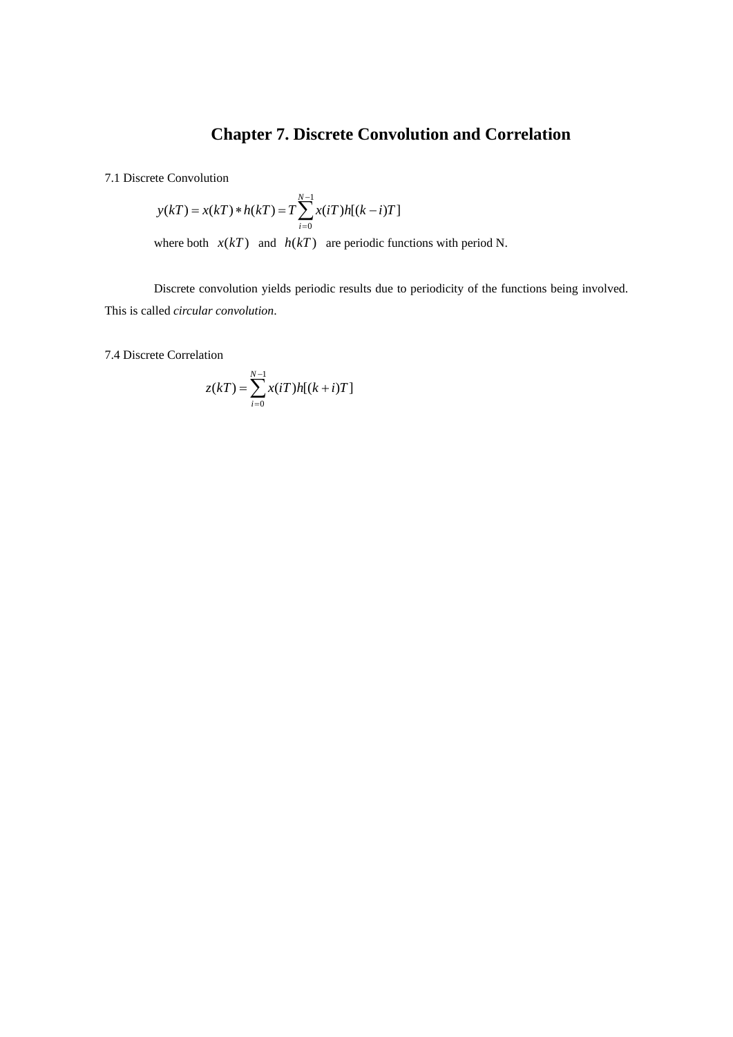# Chapter 7. Discrete Convolution and Correlation

7.1 Discrete Convolution

$$y(kT) = x(kT) * h(kT) = T\sum_{i=0}^{N-1} x(iT)h[(k-i)T]$$

where both $x(kT)$ and $h(kT)$ are periodic functions with period N.

Discrete convolution yields periodic results due to periodicity of the functions being involved. This is called *circular convolution*.

7.4 Discrete Correlation

$$z(kT) = \sum_{i=0}^{N-1} x(iT)h[(k+i)T]$$